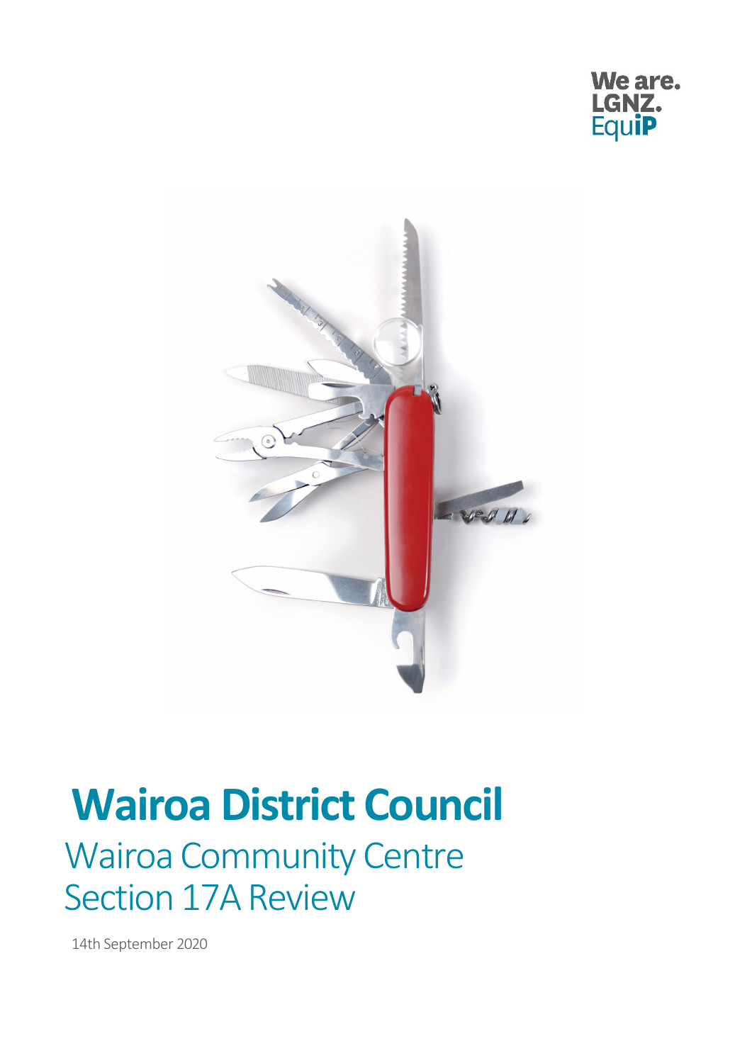We are.
LGNZ.
EquiP

# Wairoa District Council

## Wairoa Community Centre
## Section 17A Review

14th September 2020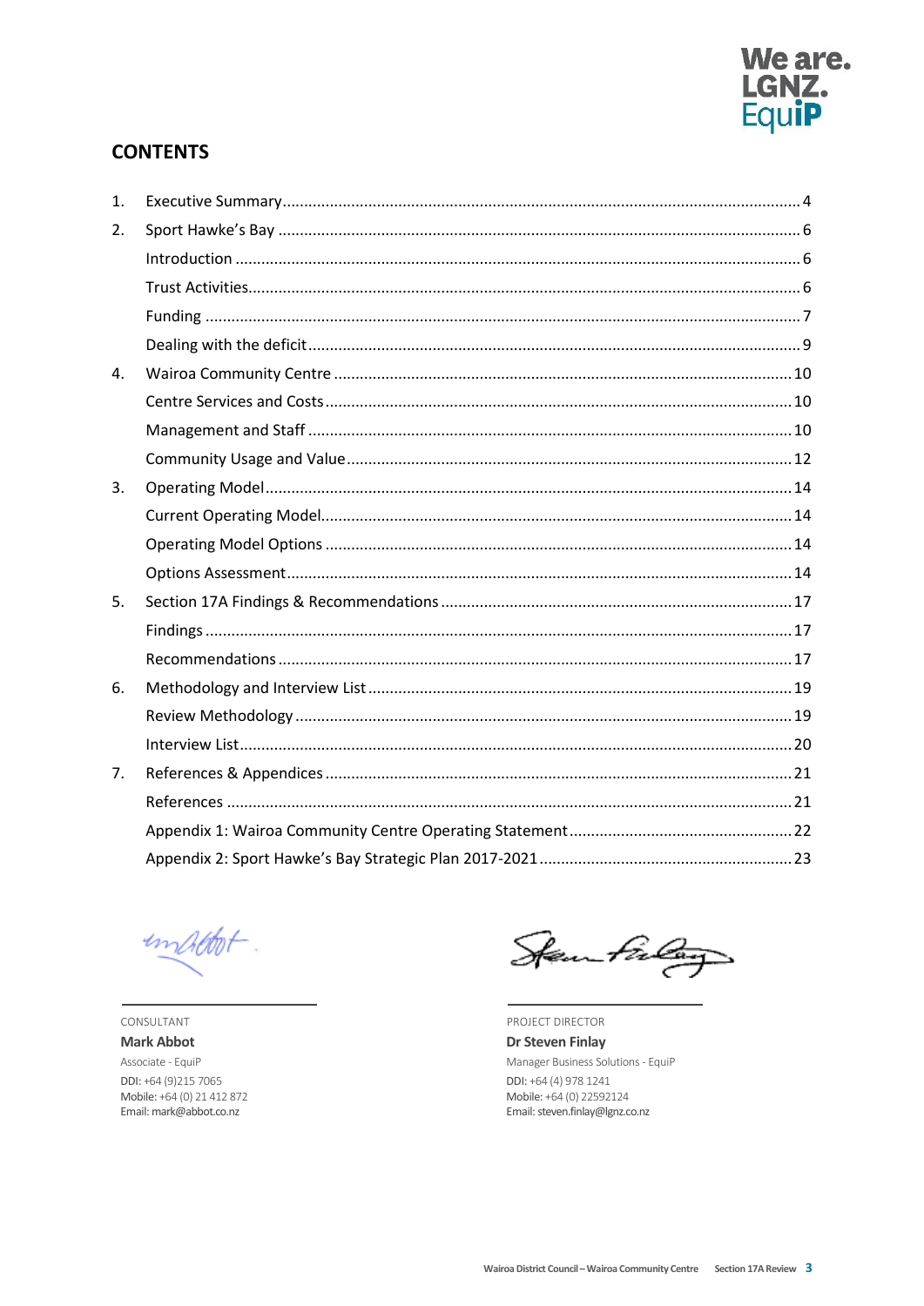## CONTENTS

| | | |
|---|---|---|
| 1. | Executive Summary | 4 |
| 2. | Sport Hawke's Bay | 6 |
| | Introduction | 6 |
| | Trust Activities | 6 |
| | Funding | 7 |
| | Dealing with the deficit | 9 |
| 4. | Wairoa Community Centre | 10 |
| | Centre Services and Costs | 10 |
| | Management and Staff | 10 |
| | Community Usage and Value | 12 |
| 3. | Operating Model | 14 |
| | Current Operating Model | 14 |
| | Operating Model Options | 14 |
| | Options Assessment | 14 |
| 5. | Section 17A Findings & Recommendations | 17 |
| | Findings | 17 |
| | Recommendations | 17 |
| 6. | Methodology and Interview List | 19 |
| | Review Methodology | 19 |
| | Interview List | 20 |
| 7. | References & Appendices | 21 |
| | References | 21 |
| | Appendix 1: Wairoa Community Centre Operating Statement | 22 |
| | Appendix 2: Sport Hawke's Bay Strategic Plan 2017-2021 | 23 |

CONSULTANT
**Mark Abbot**
Associate - EquiP
DDI: +64 (9)215 7065
Mobile: +64 (0) 21 412 872
Email: mark@abbot.co.nz

PROJECT DIRECTOR
**Dr Steven Finlay**
Manager Business Solutions - EquiP
DDI: +64 (4) 978 1241
Mobile: +64 (0) 22592124
Email: steven.finlay@lgnz.co.nz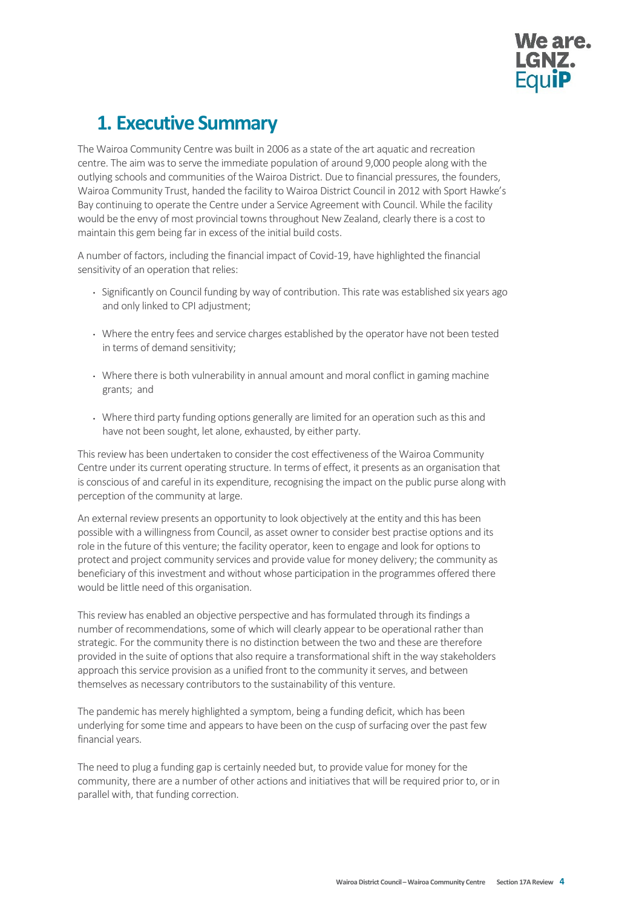# 1. Executive Summary

The Wairoa Community Centre was built in 2006 as a state of the art aquatic and recreation centre. The aim was to serve the immediate population of around 9,000 people along with the outlying schools and communities of the Wairoa District. Due to financial pressures, the founders, Wairoa Community Trust, handed the facility to Wairoa District Council in 2012 with Sport Hawke's Bay continuing to operate the Centre under a Service Agreement with Council. While the facility would be the envy of most provincial towns throughout New Zealand, clearly there is a cost to maintain this gem being far in excess of the initial build costs.

A number of factors, including the financial impact of Covid-19, have highlighted the financial sensitivity of an operation that relies:

- Significantly on Council funding by way of contribution. This rate was established six years ago and only linked to CPI adjustment;
- Where the entry fees and service charges established by the operator have not been tested in terms of demand sensitivity;
- Where there is both vulnerability in annual amount and moral conflict in gaming machine grants; and
- Where third party funding options generally are limited for an operation such as this and have not been sought, let alone, exhausted, by either party.

This review has been undertaken to consider the cost effectiveness of the Wairoa Community Centre under its current operating structure. In terms of effect, it presents as an organisation that is conscious of and careful in its expenditure, recognising the impact on the public purse along with perception of the community at large.

An external review presents an opportunity to look objectively at the entity and this has been possible with a willingness from Council, as asset owner to consider best practise options and its role in the future of this venture; the facility operator, keen to engage and look for options to protect and project community services and provide value for money delivery; the community as beneficiary of this investment and without whose participation in the programmes offered there would be little need of this organisation.

This review has enabled an objective perspective and has formulated through its findings a number of recommendations, some of which will clearly appear to be operational rather than strategic. For the community there is no distinction between the two and these are therefore provided in the suite of options that also require a transformational shift in the way stakeholders approach this service provision as a unified front to the community it serves, and between themselves as necessary contributors to the sustainability of this venture.

The pandemic has merely highlighted a symptom, being a funding deficit, which has been underlying for some time and appears to have been on the cusp of surfacing over the past few financial years.

The need to plug a funding gap is certainly needed but, to provide value for money for the community, there are a number of other actions and initiatives that will be required prior to, or in parallel with, that funding correction.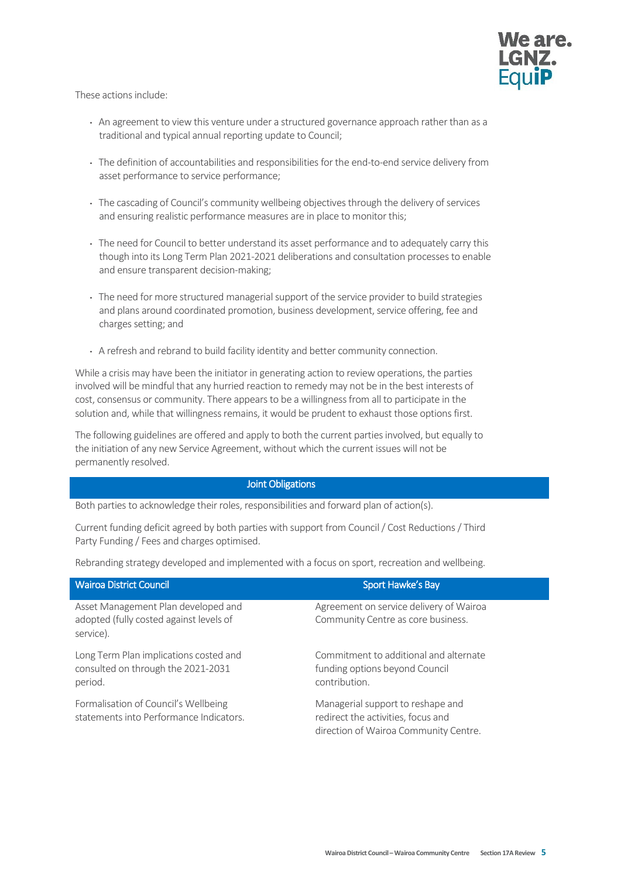These actions include:

- An agreement to view this venture under a structured governance approach rather than as a traditional and typical annual reporting update to Council;
- The definition of accountabilities and responsibilities for the end-to-end service delivery from asset performance to service performance;
- The cascading of Council's community wellbeing objectives through the delivery of services and ensuring realistic performance measures are in place to monitor this;
- The need for Council to better understand its asset performance and to adequately carry this though into its Long Term Plan 2021-2021 deliberations and consultation processes to enable and ensure transparent decision-making;
- The need for more structured managerial support of the service provider to build strategies and plans around coordinated promotion, business development, service offering, fee and charges setting; and
- A refresh and rebrand to build facility identity and better community connection.

While a crisis may have been the initiator in generating action to review operations, the parties involved will be mindful that any hurried reaction to remedy may not be in the best interests of cost, consensus or community. There appears to be a willingness from all to participate in the solution and, while that willingness remains, it would be prudent to exhaust those options first.

The following guidelines are offered and apply to both the current parties involved, but equally to the initiation of any new Service Agreement, without which the current issues will not be permanently resolved.

## Joint Obligations

Both parties to acknowledge their roles, responsibilities and forward plan of action(s).

Current funding deficit agreed by both parties with support from Council / Cost Reductions / Third Party Funding / Fees and charges optimised.

Rebranding strategy developed and implemented with a focus on sport, recreation and wellbeing.

| Wairoa District Council | Sport Hawke's Bay |
| --- | --- |
| Asset Management Plan developed and adopted (fully costed against levels of service). | Agreement on service delivery of Wairoa Community Centre as core business. |
| Long Term Plan implications costed and consulted on through the 2021-2031 period. | Commitment to additional and alternate funding options beyond Council contribution. |
| Formalisation of Council's Wellbeing statements into Performance Indicators. | Managerial support to reshape and redirect the activities, focus and direction of Wairoa Community Centre. |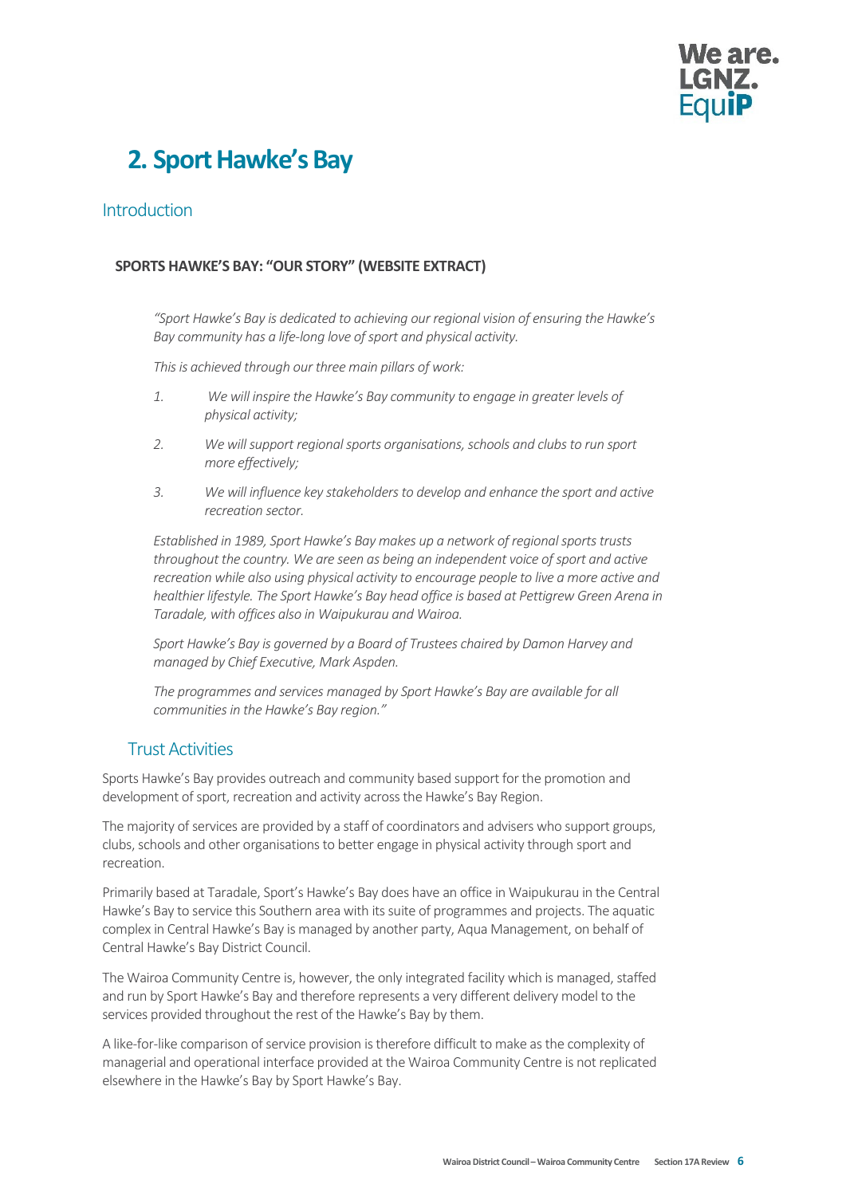# 2. Sport Hawke's Bay

## Introduction

### SPORTS HAWKE'S BAY: "OUR STORY" (WEBSITE EXTRACT)

*"Sport Hawke's Bay is dedicated to achieving our regional vision of ensuring the Hawke's Bay community has a life-long love of sport and physical activity.*

*This is achieved through our three main pillars of work:*

1. *We will inspire the Hawke's Bay community to engage in greater levels of physical activity;*
2. *We will support regional sports organisations, schools and clubs to run sport more effectively;*
3. *We will influence key stakeholders to develop and enhance the sport and active recreation sector.*

*Established in 1989, Sport Hawke's Bay makes up a network of regional sports trusts throughout the country. We are seen as being an independent voice of sport and active recreation while also using physical activity to encourage people to live a more active and healthier lifestyle. The Sport Hawke's Bay head office is based at Pettigrew Green Arena in Taradale, with offices also in Waipukurau and Wairoa.*

*Sport Hawke's Bay is governed by a Board of Trustees chaired by Damon Harvey and managed by Chief Executive, Mark Aspden.*

*The programmes and services managed by Sport Hawke's Bay are available for all communities in the Hawke's Bay region."*

## Trust Activities

Sports Hawke's Bay provides outreach and community based support for the promotion and development of sport, recreation and activity across the Hawke's Bay Region.

The majority of services are provided by a staff of coordinators and advisers who support groups, clubs, schools and other organisations to better engage in physical activity through sport and recreation.

Primarily based at Taradale, Sport's Hawke's Bay does have an office in Waipukurau in the Central Hawke's Bay to service this Southern area with its suite of programmes and projects. The aquatic complex in Central Hawke's Bay is managed by another party, Aqua Management, on behalf of Central Hawke's Bay District Council.

The Wairoa Community Centre is, however, the only integrated facility which is managed, staffed and run by Sport Hawke's Bay and therefore represents a very different delivery model to the services provided throughout the rest of the Hawke's Bay by them.

A like-for-like comparison of service provision is therefore difficult to make as the complexity of managerial and operational interface provided at the Wairoa Community Centre is not replicated elsewhere in the Hawke's Bay by Sport Hawke's Bay.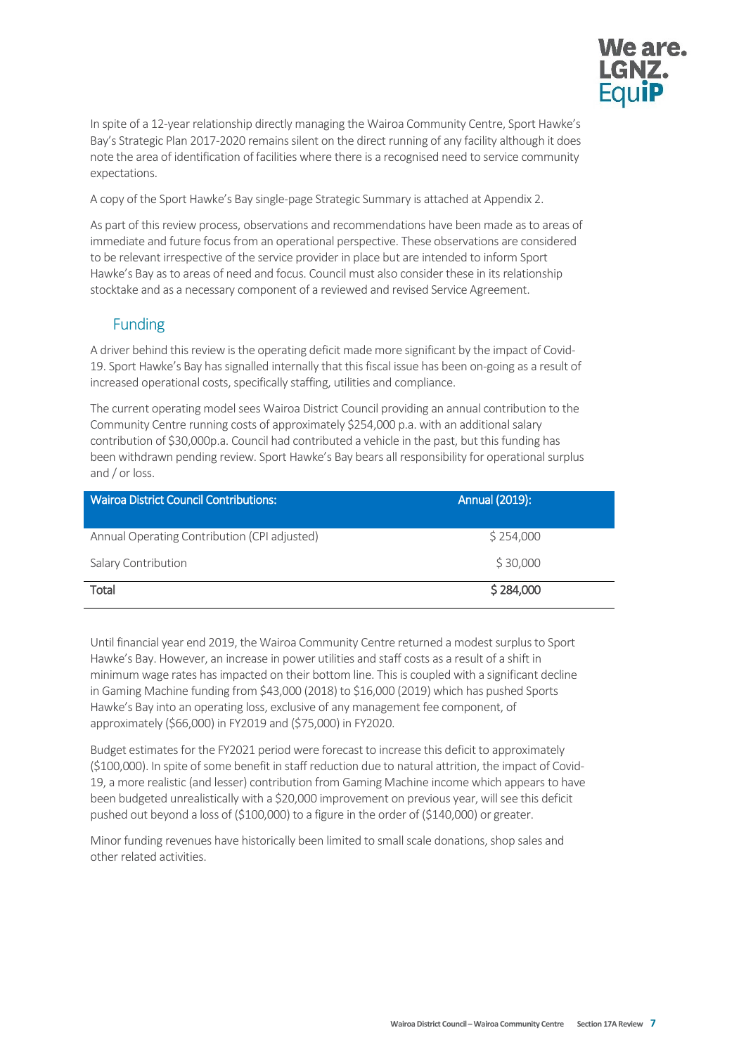In spite of a 12-year relationship directly managing the Wairoa Community Centre, Sport Hawke's Bay's Strategic Plan 2017-2020 remains silent on the direct running of any facility although it does note the area of identification of facilities where there is a recognised need to service community expectations.

A copy of the Sport Hawke's Bay single-page Strategic Summary is attached at Appendix 2.

As part of this review process, observations and recommendations have been made as to areas of immediate and future focus from an operational perspective. These observations are considered to be relevant irrespective of the service provider in place but are intended to inform Sport Hawke's Bay as to areas of need and focus. Council must also consider these in its relationship stocktake and as a necessary component of a reviewed and revised Service Agreement.

## Funding

A driver behind this review is the operating deficit made more significant by the impact of Covid-19. Sport Hawke's Bay has signalled internally that this fiscal issue has been on-going as a result of increased operational costs, specifically staffing, utilities and compliance.

The current operating model sees Wairoa District Council providing an annual contribution to the Community Centre running costs of approximately $254,000 p.a. with an additional salary contribution of $30,000p.a. Council had contributed a vehicle in the past, but this funding has been withdrawn pending review. Sport Hawke's Bay bears all responsibility for operational surplus and / or loss.

| Wairoa District Council Contributions: | Annual (2019): |
|---|---|
| Annual Operating Contribution (CPI adjusted) | $ 254,000 |
| Salary Contribution | $ 30,000 |
| **Total** | **$ 284,000** |

Until financial year end 2019, the Wairoa Community Centre returned a modest surplus to Sport Hawke's Bay. However, an increase in power utilities and staff costs as a result of a shift in minimum wage rates has impacted on their bottom line. This is coupled with a significant decline in Gaming Machine funding from $43,000 (2018) to $16,000 (2019) which has pushed Sports Hawke's Bay into an operating loss, exclusive of any management fee component, of approximately ($66,000) in FY2019 and ($75,000) in FY2020.

Budget estimates for the FY2021 period were forecast to increase this deficit to approximately ($100,000). In spite of some benefit in staff reduction due to natural attrition, the impact of Covid-19, a more realistic (and lesser) contribution from Gaming Machine income which appears to have been budgeted unrealistically with a $20,000 improvement on previous year, will see this deficit pushed out beyond a loss of ($100,000) to a figure in the order of ($140,000) or greater.

Minor funding revenues have historically been limited to small scale donations, shop sales and other related activities.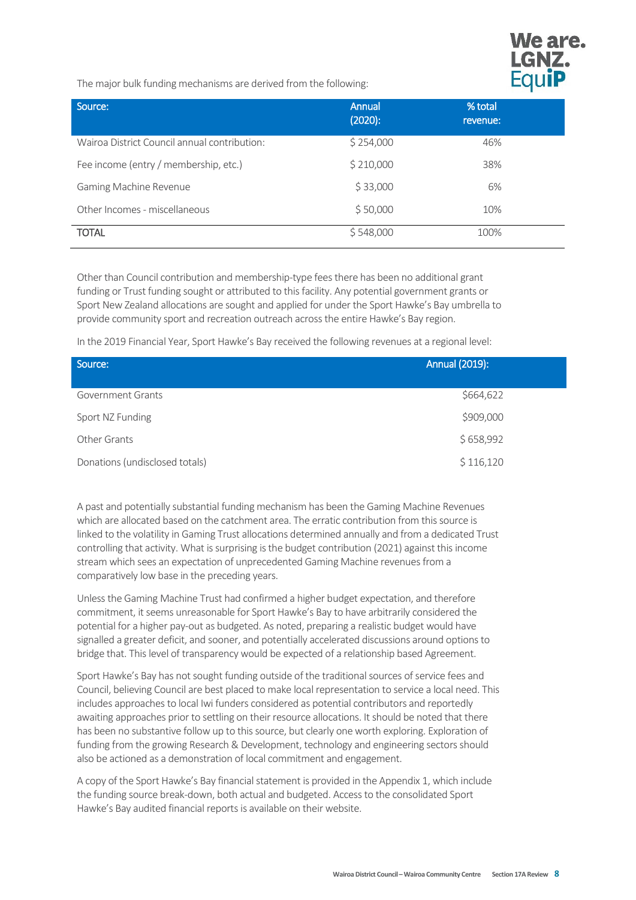The major bulk funding mechanisms are derived from the following:

| Source: | Annual (2020): | % total revenue: |
|---|---|---|
| Wairoa District Council annual contribution: | $ 254,000 | 46% |
| Fee income (entry / membership, etc.) | $ 210,000 | 38% |
| Gaming Machine Revenue | $ 33,000 | 6% |
| Other Incomes - miscellaneous | $ 50,000 | 10% |
| TOTAL | $ 548,000 | 100% |

Other than Council contribution and membership-type fees there has been no additional grant funding or Trust funding sought or attributed to this facility. Any potential government grants or Sport New Zealand allocations are sought and applied for under the Sport Hawke's Bay umbrella to provide community sport and recreation outreach across the entire Hawke's Bay region.

In the 2019 Financial Year, Sport Hawke's Bay received the following revenues at a regional level:

| Source: | Annual (2019): |
|---|---|
| Government Grants | $664,622 |
| Sport NZ Funding | $909,000 |
| Other Grants | $ 658,992 |
| Donations (undisclosed totals) | $ 116,120 |

A past and potentially substantial funding mechanism has been the Gaming Machine Revenues which are allocated based on the catchment area. The erratic contribution from this source is linked to the volatility in Gaming Trust allocations determined annually and from a dedicated Trust controlling that activity. What is surprising is the budget contribution (2021) against this income stream which sees an expectation of unprecedented Gaming Machine revenues from a comparatively low base in the preceding years.

Unless the Gaming Machine Trust had confirmed a higher budget expectation, and therefore commitment, it seems unreasonable for Sport Hawke's Bay to have arbitrarily considered the potential for a higher pay-out as budgeted. As noted, preparing a realistic budget would have signalled a greater deficit, and sooner, and potentially accelerated discussions around options to bridge that. This level of transparency would be expected of a relationship based Agreement.

Sport Hawke's Bay has not sought funding outside of the traditional sources of service fees and Council, believing Council are best placed to make local representation to service a local need. This includes approaches to local Iwi funders considered as potential contributors and reportedly awaiting approaches prior to settling on their resource allocations. It should be noted that there has been no substantive follow up to this source, but clearly one worth exploring. Exploration of funding from the growing Research & Development, technology and engineering sectors should also be actioned as a demonstration of local commitment and engagement.

A copy of the Sport Hawke's Bay financial statement is provided in the Appendix 1, which include the funding source break-down, both actual and budgeted. Access to the consolidated Sport Hawke's Bay audited financial reports is available on their website.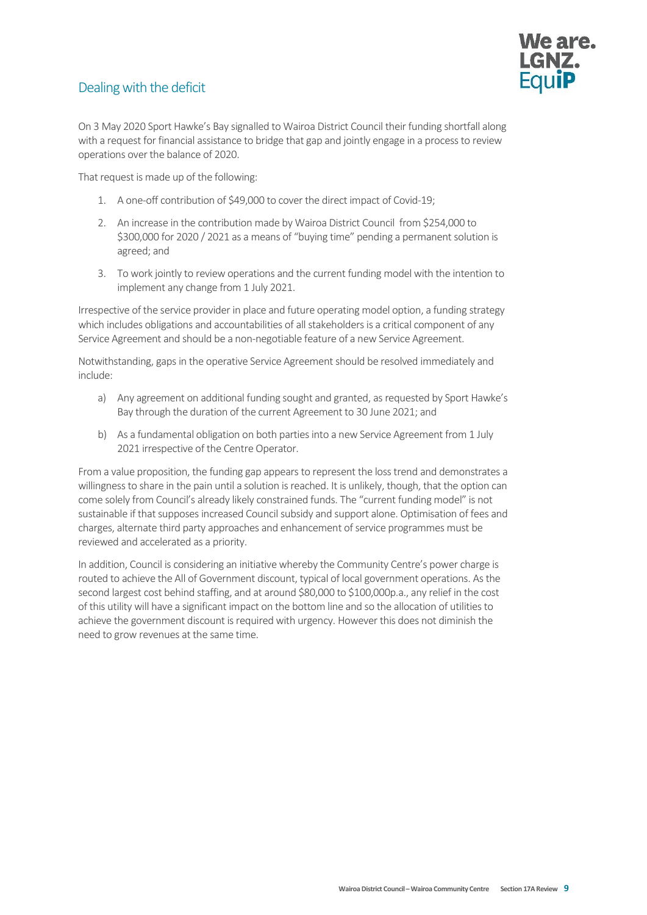## Dealing with the deficit

On 3 May 2020 Sport Hawke's Bay signalled to Wairoa District Council their funding shortfall along with a request for financial assistance to bridge that gap and jointly engage in a process to review operations over the balance of 2020.

That request is made up of the following:

1. A one-off contribution of $49,000 to cover the direct impact of Covid-19;
2. An increase in the contribution made by Wairoa District Council from $254,000 to $300,000 for 2020 / 2021 as a means of "buying time" pending a permanent solution is agreed; and
3. To work jointly to review operations and the current funding model with the intention to implement any change from 1 July 2021.

Irrespective of the service provider in place and future operating model option, a funding strategy which includes obligations and accountabilities of all stakeholders is a critical component of any Service Agreement and should be a non-negotiable feature of a new Service Agreement.

Notwithstanding, gaps in the operative Service Agreement should be resolved immediately and include:

a) Any agreement on additional funding sought and granted, as requested by Sport Hawke's Bay through the duration of the current Agreement to 30 June 2021; and

b) As a fundamental obligation on both parties into a new Service Agreement from 1 July 2021 irrespective of the Centre Operator.

From a value proposition, the funding gap appears to represent the loss trend and demonstrates a willingness to share in the pain until a solution is reached. It is unlikely, though, that the option can come solely from Council's already likely constrained funds. The "current funding model" is not sustainable if that supposes increased Council subsidy and support alone. Optimisation of fees and charges, alternate third party approaches and enhancement of service programmes must be reviewed and accelerated as a priority.

In addition, Council is considering an initiative whereby the Community Centre's power charge is routed to achieve the All of Government discount, typical of local government operations. As the second largest cost behind staffing, and at around $80,000 to $100,000p.a., any relief in the cost of this utility will have a significant impact on the bottom line and so the allocation of utilities to achieve the government discount is required with urgency. However this does not diminish the need to grow revenues at the same time.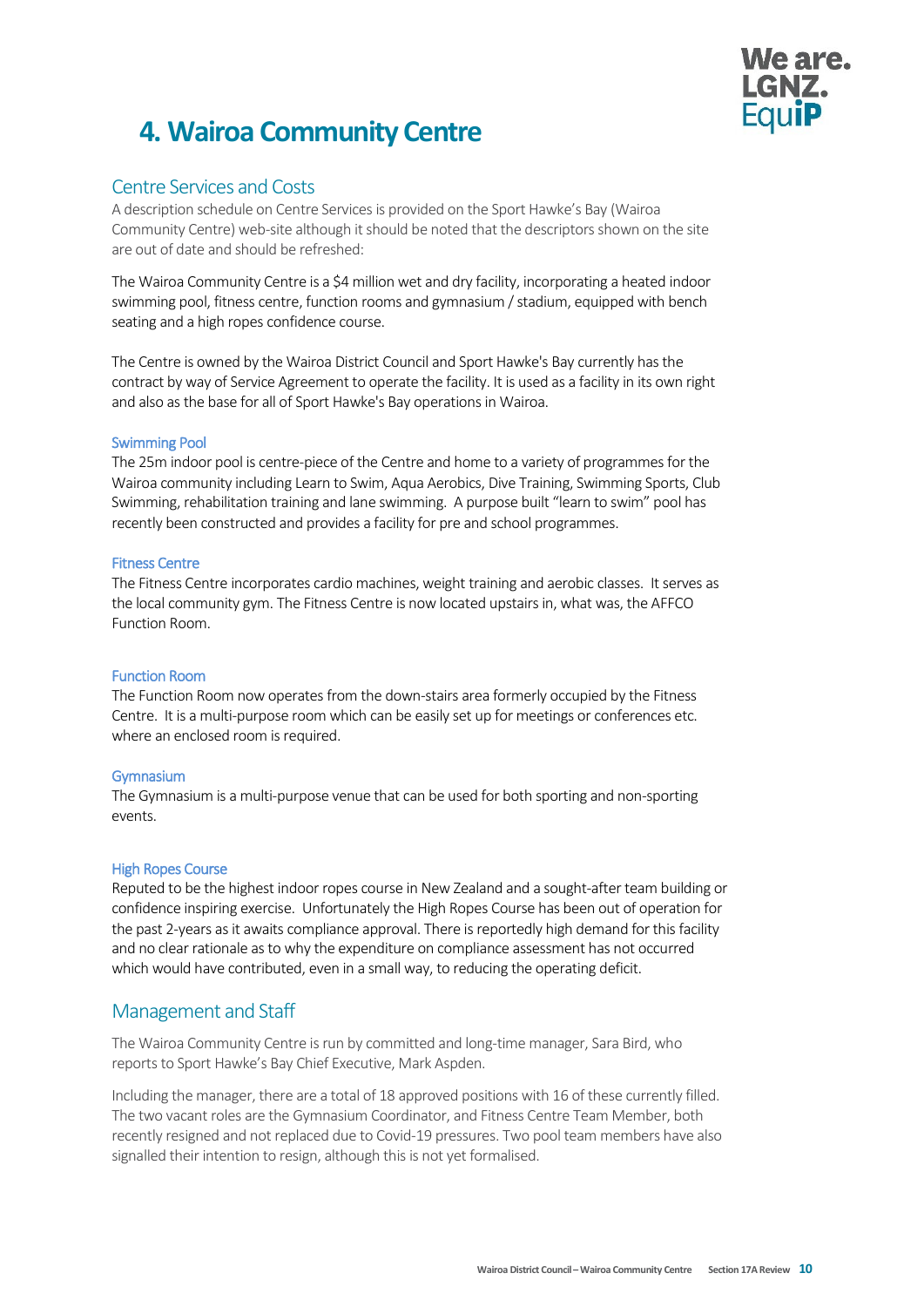# 4. Wairoa Community Centre

## Centre Services and Costs

A description schedule on Centre Services is provided on the Sport Hawke's Bay (Wairoa Community Centre) web-site although it should be noted that the descriptors shown on the site are out of date and should be refreshed:

The Wairoa Community Centre is a $4 million wet and dry facility, incorporating a heated indoor swimming pool, fitness centre, function rooms and gymnasium / stadium, equipped with bench seating and a high ropes confidence course.

The Centre is owned by the Wairoa District Council and Sport Hawke's Bay currently has the contract by way of Service Agreement to operate the facility. It is used as a facility in its own right and also as the base for all of Sport Hawke's Bay operations in Wairoa.

### Swimming Pool

The 25m indoor pool is centre-piece of the Centre and home to a variety of programmes for the Wairoa community including Learn to Swim, Aqua Aerobics, Dive Training, Swimming Sports, Club Swimming, rehabilitation training and lane swimming. A purpose built "learn to swim" pool has recently been constructed and provides a facility for pre and school programmes.

### Fitness Centre

The Fitness Centre incorporates cardio machines, weight training and aerobic classes. It serves as the local community gym. The Fitness Centre is now located upstairs in, what was, the AFFCO Function Room.

### Function Room

The Function Room now operates from the down-stairs area formerly occupied by the Fitness Centre. It is a multi-purpose room which can be easily set up for meetings or conferences etc. where an enclosed room is required.

### Gymnasium

The Gymnasium is a multi-purpose venue that can be used for both sporting and non-sporting events.

### High Ropes Course

Reputed to be the highest indoor ropes course in New Zealand and a sought-after team building or confidence inspiring exercise. Unfortunately the High Ropes Course has been out of operation for the past 2-years as it awaits compliance approval. There is reportedly high demand for this facility and no clear rationale as to why the expenditure on compliance assessment has not occurred which would have contributed, even in a small way, to reducing the operating deficit.

## Management and Staff

The Wairoa Community Centre is run by committed and long-time manager, Sara Bird, who reports to Sport Hawke's Bay Chief Executive, Mark Aspden.

Including the manager, there are a total of 18 approved positions with 16 of these currently filled. The two vacant roles are the Gymnasium Coordinator, and Fitness Centre Team Member, both recently resigned and not replaced due to Covid-19 pressures. Two pool team members have also signalled their intention to resign, although this is not yet formalised.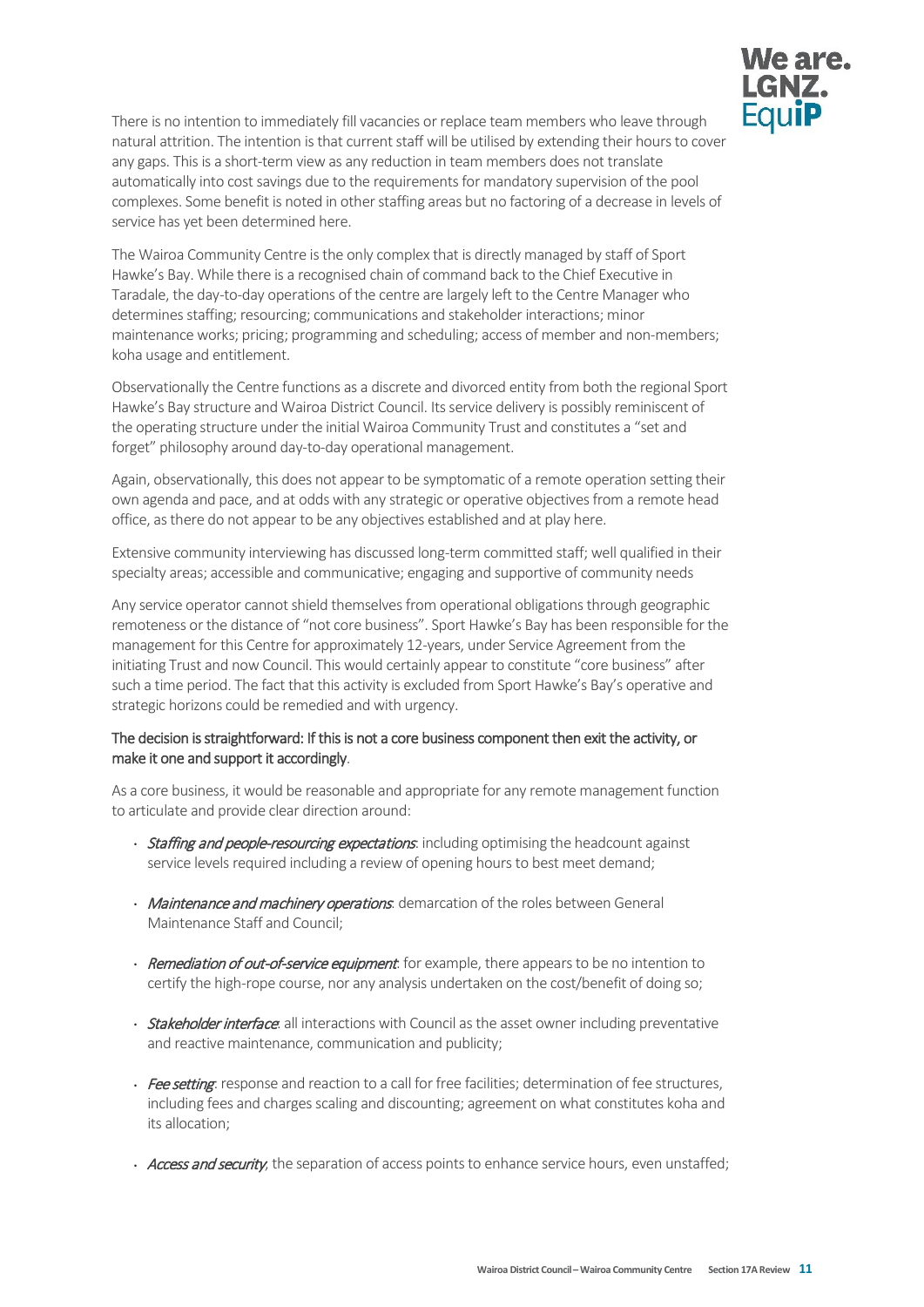There is no intention to immediately fill vacancies or replace team members who leave through natural attrition. The intention is that current staff will be utilised by extending their hours to cover any gaps. This is a short-term view as any reduction in team members does not translate automatically into cost savings due to the requirements for mandatory supervision of the pool complexes. Some benefit is noted in other staffing areas but no factoring of a decrease in levels of service has yet been determined here.

The Wairoa Community Centre is the only complex that is directly managed by staff of Sport Hawke's Bay. While there is a recognised chain of command back to the Chief Executive in Taradale, the day-to-day operations of the centre are largely left to the Centre Manager who determines staffing; resourcing; communications and stakeholder interactions; minor maintenance works; pricing; programming and scheduling; access of member and non-members; koha usage and entitlement.

Observationally the Centre functions as a discrete and divorced entity from both the regional Sport Hawke's Bay structure and Wairoa District Council. Its service delivery is possibly reminiscent of the operating structure under the initial Wairoa Community Trust and constitutes a "set and forget" philosophy around day-to-day operational management.

Again, observationally, this does not appear to be symptomatic of a remote operation setting their own agenda and pace, and at odds with any strategic or operative objectives from a remote head office, as there do not appear to be any objectives established and at play here.

Extensive community interviewing has discussed long-term committed staff; well qualified in their specialty areas; accessible and communicative; engaging and supportive of community needs

Any service operator cannot shield themselves from operational obligations through geographic remoteness or the distance of "not core business". Sport Hawke's Bay has been responsible for the management for this Centre for approximately 12-years, under Service Agreement from the initiating Trust and now Council. This would certainly appear to constitute "core business" after such a time period. The fact that this activity is excluded from Sport Hawke's Bay's operative and strategic horizons could be remedied and with urgency.

The decision is straightforward: If this is not a core business component then exit the activity, or make it one and support it accordingly.

As a core business, it would be reasonable and appropriate for any remote management function to articulate and provide clear direction around:

- *Staffing and people-resourcing expectations*: including optimising the headcount against service levels required including a review of opening hours to best meet demand;
- *Maintenance and machinery operations*: demarcation of the roles between General Maintenance Staff and Council;
- *Remediation of out-of-service equipment*: for example, there appears to be no intention to certify the high-rope course, nor any analysis undertaken on the cost/benefit of doing so;
- *Stakeholder interface*: all interactions with Council as the asset owner including preventative and reactive maintenance, communication and publicity;
- *Fee setting*: response and reaction to a call for free facilities; determination of fee structures, including fees and charges scaling and discounting; agreement on what constitutes koha and its allocation;
- *Access and security*, the separation of access points to enhance service hours, even unstaffed;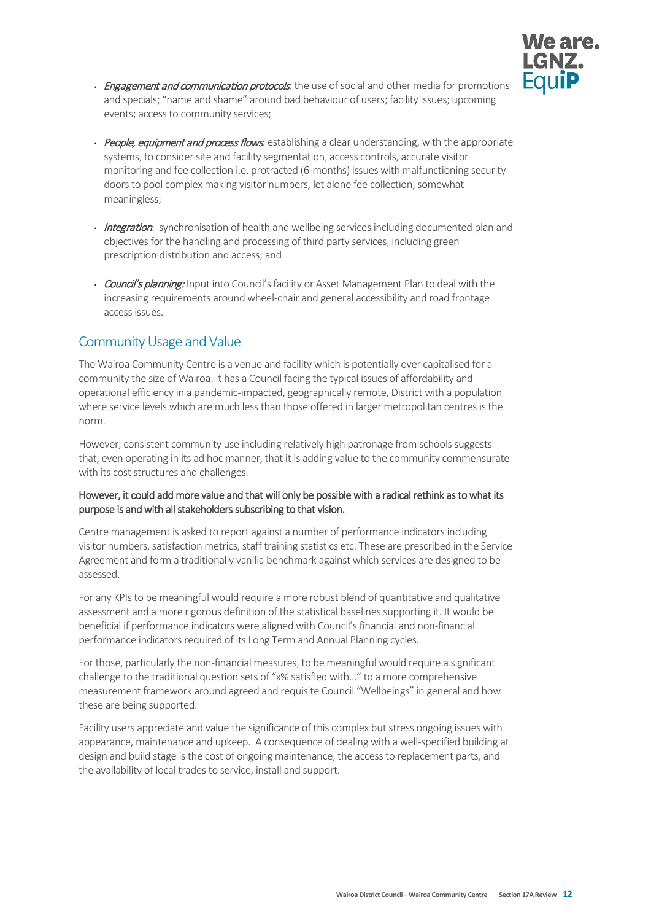- *Engagement and communication protocols*: the use of social and other media for promotions and specials; "name and shame" around bad behaviour of users; facility issues; upcoming events; access to community services;
- *People, equipment and process flows*: establishing a clear understanding, with the appropriate systems, to consider site and facility segmentation, access controls, accurate visitor monitoring and fee collection i.e. protracted (6-months) issues with malfunctioning security doors to pool complex making visitor numbers, let alone fee collection, somewhat meaningless;
- *Integration*: synchronisation of health and wellbeing services including documented plan and objectives for the handling and processing of third party services, including green prescription distribution and access; and
- *Council's planning:* Input into Council's facility or Asset Management Plan to deal with the increasing requirements around wheel-chair and general accessibility and road frontage access issues.

## Community Usage and Value

The Wairoa Community Centre is a venue and facility which is potentially over capitalised for a community the size of Wairoa. It has a Council facing the typical issues of affordability and operational efficiency in a pandemic-impacted, geographically remote, District with a population where service levels which are much less than those offered in larger metropolitan centres is the norm.

However, consistent community use including relatively high patronage from schools suggests that, even operating in its ad hoc manner, that it is adding value to the community commensurate with its cost structures and challenges.

**However, it could add more value and that will only be possible with a radical rethink as to what its purpose is and with all stakeholders subscribing to that vision.**

Centre management is asked to report against a number of performance indicators including visitor numbers, satisfaction metrics, staff training statistics etc. These are prescribed in the Service Agreement and form a traditionally vanilla benchmark against which services are designed to be assessed.

For any KPIs to be meaningful would require a more robust blend of quantitative and qualitative assessment and a more rigorous definition of the statistical baselines supporting it. It would be beneficial if performance indicators were aligned with Council's financial and non-financial performance indicators required of its Long Term and Annual Planning cycles.

For those, particularly the non-financial measures, to be meaningful would require a significant challenge to the traditional question sets of "x% satisfied with…" to a more comprehensive measurement framework around agreed and requisite Council "Wellbeings" in general and how these are being supported.

Facility users appreciate and value the significance of this complex but stress ongoing issues with appearance, maintenance and upkeep. A consequence of dealing with a well-specified building at design and build stage is the cost of ongoing maintenance, the access to replacement parts, and the availability of local trades to service, install and support.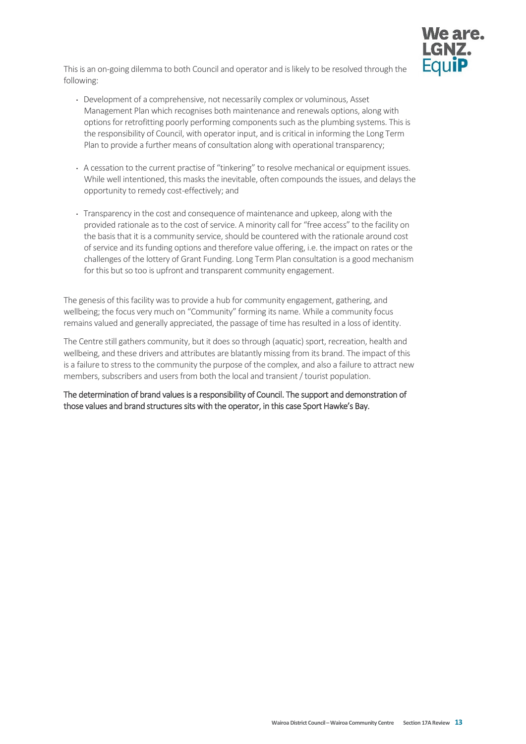This is an on-going dilemma to both Council and operator and is likely to be resolved through the following:

- Development of a comprehensive, not necessarily complex or voluminous, Asset Management Plan which recognises both maintenance and renewals options, along with options for retrofitting poorly performing components such as the plumbing systems. This is the responsibility of Council, with operator input, and is critical in informing the Long Term Plan to provide a further means of consultation along with operational transparency;

- A cessation to the current practise of "tinkering" to resolve mechanical or equipment issues. While well intentioned, this masks the inevitable, often compounds the issues, and delays the opportunity to remedy cost-effectively; and

- Transparency in the cost and consequence of maintenance and upkeep, along with the provided rationale as to the cost of service. A minority call for "free access" to the facility on the basis that it is a community service, should be countered with the rationale around cost of service and its funding options and therefore value offering, i.e. the impact on rates or the challenges of the lottery of Grant Funding. Long Term Plan consultation is a good mechanism for this but so too is upfront and transparent community engagement.

The genesis of this facility was to provide a hub for community engagement, gathering, and wellbeing; the focus very much on "Community" forming its name. While a community focus remains valued and generally appreciated, the passage of time has resulted in a loss of identity.

The Centre still gathers community, but it does so through (aquatic) sport, recreation, health and wellbeing, and these drivers and attributes are blatantly missing from its brand. The impact of this is a failure to stress to the community the purpose of the complex, and also a failure to attract new members, subscribers and users from both the local and transient / tourist population.

The determination of brand values is a responsibility of Council. The support and demonstration of those values and brand structures sits with the operator, in this case Sport Hawke's Bay.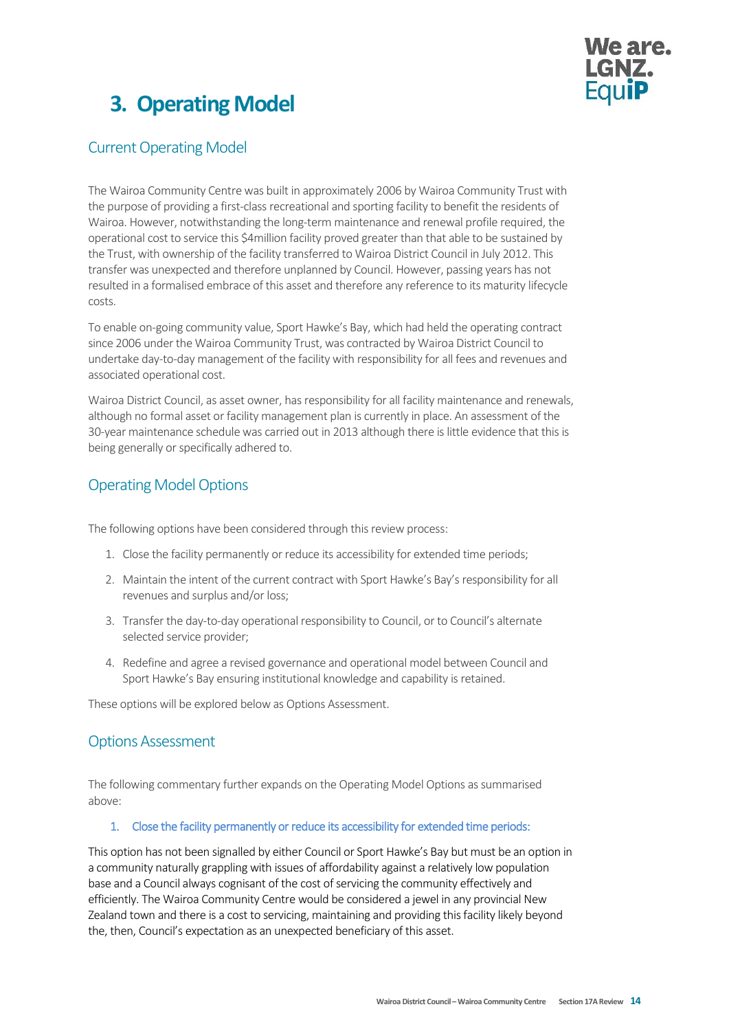# 3. Operating Model

## Current Operating Model

The Wairoa Community Centre was built in approximately 2006 by Wairoa Community Trust with the purpose of providing a first-class recreational and sporting facility to benefit the residents of Wairoa. However, notwithstanding the long-term maintenance and renewal profile required, the operational cost to service this $4million facility proved greater than that able to be sustained by the Trust, with ownership of the facility transferred to Wairoa District Council in July 2012. This transfer was unexpected and therefore unplanned by Council. However, passing years has not resulted in a formalised embrace of this asset and therefore any reference to its maturity lifecycle costs.

To enable on-going community value, Sport Hawke's Bay, which had held the operating contract since 2006 under the Wairoa Community Trust, was contracted by Wairoa District Council to undertake day-to-day management of the facility with responsibility for all fees and revenues and associated operational cost.

Wairoa District Council, as asset owner, has responsibility for all facility maintenance and renewals, although no formal asset or facility management plan is currently in place. An assessment of the 30-year maintenance schedule was carried out in 2013 although there is little evidence that this is being generally or specifically adhered to.

## Operating Model Options

The following options have been considered through this review process:

1. Close the facility permanently or reduce its accessibility for extended time periods;
2. Maintain the intent of the current contract with Sport Hawke's Bay's responsibility for all revenues and surplus and/or loss;
3. Transfer the day-to-day operational responsibility to Council, or to Council's alternate selected service provider;
4. Redefine and agree a revised governance and operational model between Council and Sport Hawke's Bay ensuring institutional knowledge and capability is retained.

These options will be explored below as Options Assessment.

## Options Assessment

The following commentary further expands on the Operating Model Options as summarised above:

### 1. Close the facility permanently or reduce its accessibility for extended time periods:

This option has not been signalled by either Council or Sport Hawke's Bay but must be an option in a community naturally grappling with issues of affordability against a relatively low population base and a Council always cognisant of the cost of servicing the community effectively and efficiently. The Wairoa Community Centre would be considered a jewel in any provincial New Zealand town and there is a cost to servicing, maintaining and providing this facility likely beyond the, then, Council's expectation as an unexpected beneficiary of this asset.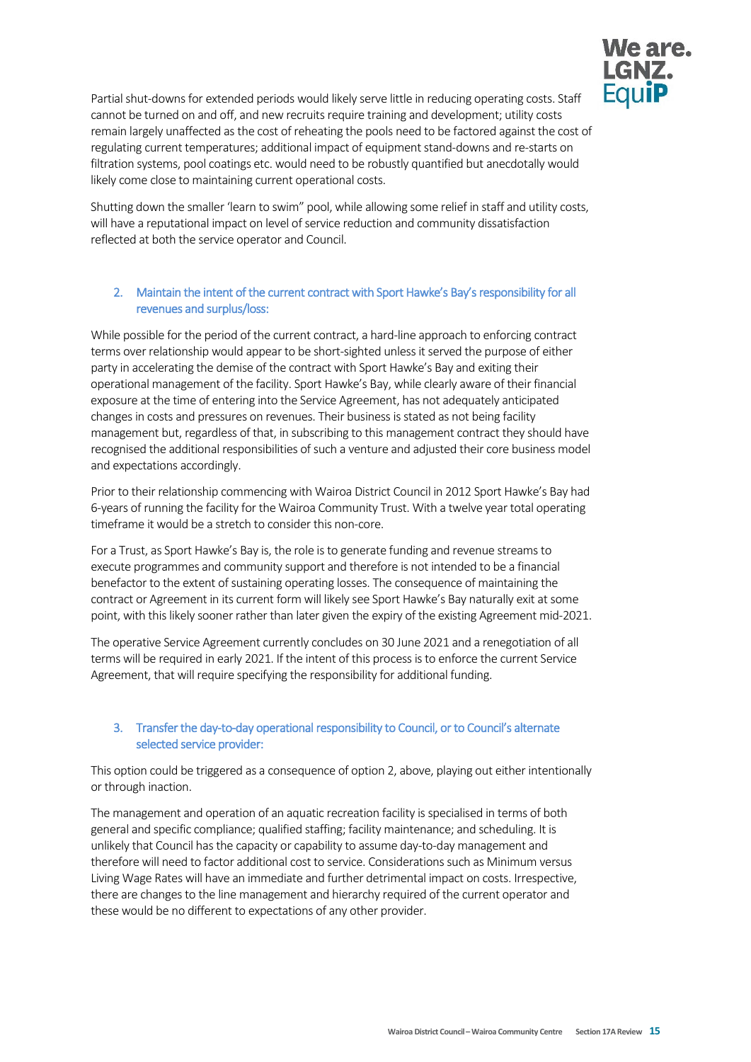Partial shut-downs for extended periods would likely serve little in reducing operating costs. Staff cannot be turned on and off, and new recruits require training and development; utility costs remain largely unaffected as the cost of reheating the pools need to be factored against the cost of regulating current temperatures; additional impact of equipment stand-downs and re-starts on filtration systems, pool coatings etc. would need to be robustly quantified but anecdotally would likely come close to maintaining current operational costs.

Shutting down the smaller 'learn to swim" pool, while allowing some relief in staff and utility costs, will have a reputational impact on level of service reduction and community dissatisfaction reflected at both the service operator and Council.

### 2. Maintain the intent of the current contract with Sport Hawke's Bay's responsibility for all revenues and surplus/loss:

While possible for the period of the current contract, a hard-line approach to enforcing contract terms over relationship would appear to be short-sighted unless it served the purpose of either party in accelerating the demise of the contract with Sport Hawke's Bay and exiting their operational management of the facility. Sport Hawke's Bay, while clearly aware of their financial exposure at the time of entering into the Service Agreement, has not adequately anticipated changes in costs and pressures on revenues. Their business is stated as not being facility management but, regardless of that, in subscribing to this management contract they should have recognised the additional responsibilities of such a venture and adjusted their core business model and expectations accordingly.

Prior to their relationship commencing with Wairoa District Council in 2012 Sport Hawke's Bay had 6-years of running the facility for the Wairoa Community Trust. With a twelve year total operating timeframe it would be a stretch to consider this non-core.

For a Trust, as Sport Hawke's Bay is, the role is to generate funding and revenue streams to execute programmes and community support and therefore is not intended to be a financial benefactor to the extent of sustaining operating losses. The consequence of maintaining the contract or Agreement in its current form will likely see Sport Hawke's Bay naturally exit at some point, with this likely sooner rather than later given the expiry of the existing Agreement mid-2021.

The operative Service Agreement currently concludes on 30 June 2021 and a renegotiation of all terms will be required in early 2021. If the intent of this process is to enforce the current Service Agreement, that will require specifying the responsibility for additional funding.

### 3. Transfer the day-to-day operational responsibility to Council, or to Council's alternate selected service provider:

This option could be triggered as a consequence of option 2, above, playing out either intentionally or through inaction.

The management and operation of an aquatic recreation facility is specialised in terms of both general and specific compliance; qualified staffing; facility maintenance; and scheduling. It is unlikely that Council has the capacity or capability to assume day-to-day management and therefore will need to factor additional cost to service. Considerations such as Minimum versus Living Wage Rates will have an immediate and further detrimental impact on costs. Irrespective, there are changes to the line management and hierarchy required of the current operator and these would be no different to expectations of any other provider.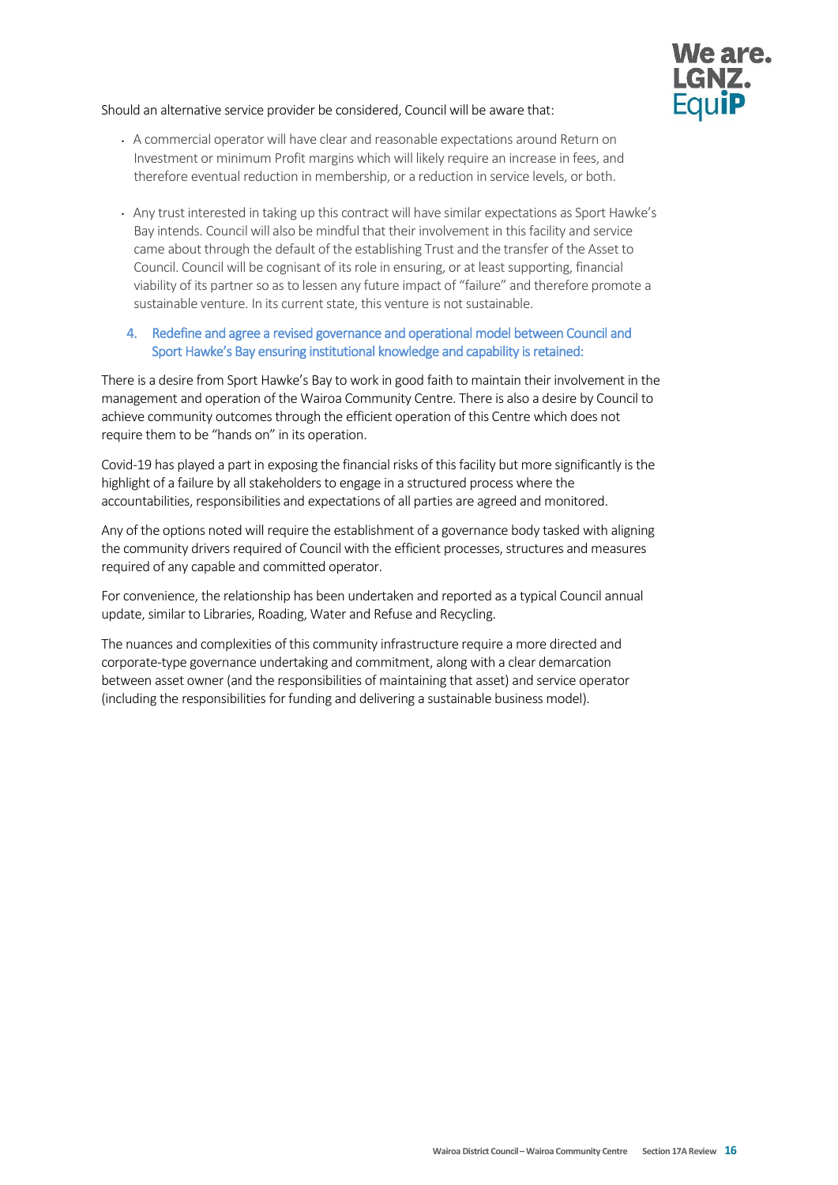Should an alternative service provider be considered, Council will be aware that:

- A commercial operator will have clear and reasonable expectations around Return on Investment or minimum Profit margins which will likely require an increase in fees, and therefore eventual reduction in membership, or a reduction in service levels, or both.
- Any trust interested in taking up this contract will have similar expectations as Sport Hawke's Bay intends. Council will also be mindful that their involvement in this facility and service came about through the default of the establishing Trust and the transfer of the Asset to Council. Council will be cognisant of its role in ensuring, or at least supporting, financial viability of its partner so as to lessen any future impact of "failure" and therefore promote a sustainable venture. In its current state, this venture is not sustainable.

### 4. Redefine and agree a revised governance and operational model between Council and Sport Hawke's Bay ensuring institutional knowledge and capability is retained:

There is a desire from Sport Hawke's Bay to work in good faith to maintain their involvement in the management and operation of the Wairoa Community Centre. There is also a desire by Council to achieve community outcomes through the efficient operation of this Centre which does not require them to be "hands on" in its operation.

Covid-19 has played a part in exposing the financial risks of this facility but more significantly is the highlight of a failure by all stakeholders to engage in a structured process where the accountabilities, responsibilities and expectations of all parties are agreed and monitored.

Any of the options noted will require the establishment of a governance body tasked with aligning the community drivers required of Council with the efficient processes, structures and measures required of any capable and committed operator.

For convenience, the relationship has been undertaken and reported as a typical Council annual update, similar to Libraries, Roading, Water and Refuse and Recycling.

The nuances and complexities of this community infrastructure require a more directed and corporate-type governance undertaking and commitment, along with a clear demarcation between asset owner (and the responsibilities of maintaining that asset) and service operator (including the responsibilities for funding and delivering a sustainable business model).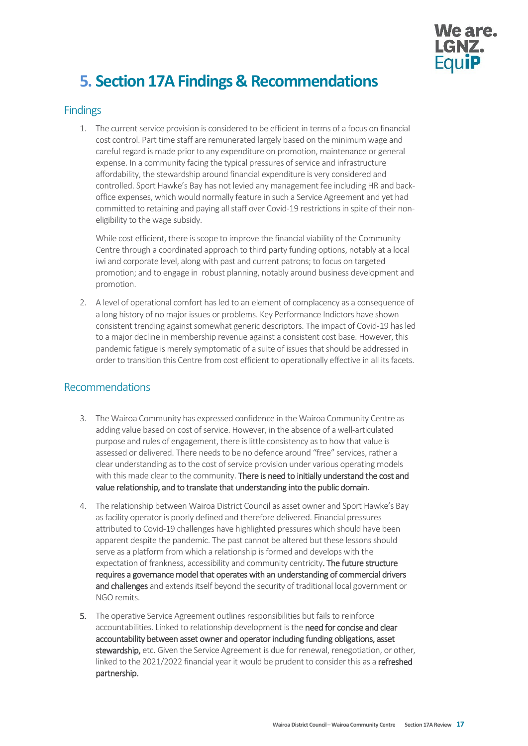# 5. Section 17A Findings & Recommendations

## Findings

1. The current service provision is considered to be efficient in terms of a focus on financial cost control. Part time staff are remunerated largely based on the minimum wage and careful regard is made prior to any expenditure on promotion, maintenance or general expense. In a community facing the typical pressures of service and infrastructure affordability, the stewardship around financial expenditure is very considered and controlled. Sport Hawke's Bay has not levied any management fee including HR and back-office expenses, which would normally feature in such a Service Agreement and yet had committed to retaining and paying all staff over Covid-19 restrictions in spite of their non-eligibility to the wage subsidy.

   While cost efficient, there is scope to improve the financial viability of the Community Centre through a coordinated approach to third party funding options, notably at a local iwi and corporate level, along with past and current patrons; to focus on targeted promotion; and to engage in robust planning, notably around business development and promotion.

2. A level of operational comfort has led to an element of complacency as a consequence of a long history of no major issues or problems. Key Performance Indictors have shown consistent trending against somewhat generic descriptors. The impact of Covid-19 has led to a major decline in membership revenue against a consistent cost base. However, this pandemic fatigue is merely symptomatic of a suite of issues that should be addressed in order to transition this Centre from cost efficient to operationally effective in all its facets.

## Recommendations

3. The Wairoa Community has expressed confidence in the Wairoa Community Centre as adding value based on cost of service. However, in the absence of a well-articulated purpose and rules of engagement, there is little consistency as to how that value is assessed or delivered. There needs to be no defence around "free" services, rather a clear understanding as to the cost of service provision under various operating models with this made clear to the community. **There is need to initially understand the cost and value relationship, and to translate that understanding into the public domain**.

4. The relationship between Wairoa District Council as asset owner and Sport Hawke's Bay as facility operator is poorly defined and therefore delivered. Financial pressures attributed to Covid-19 challenges have highlighted pressures which should have been apparent despite the pandemic. The past cannot be altered but these lessons should serve as a platform from which a relationship is formed and develops with the expectation of frankness, accessibility and community centricity**. The future structure requires a governance model that operates with an understanding of commercial drivers and challenges** and extends itself beyond the security of traditional local government or NGO remits.

5. The operative Service Agreement outlines responsibilities but fails to reinforce accountabilities. Linked to relationship development is the **need for concise and clear accountability between asset owner and operator including funding obligations, asset stewardship,** etc. Given the Service Agreement is due for renewal, renegotiation, or other, linked to the 2021/2022 financial year it would be prudent to consider this as a **refreshed partnership.**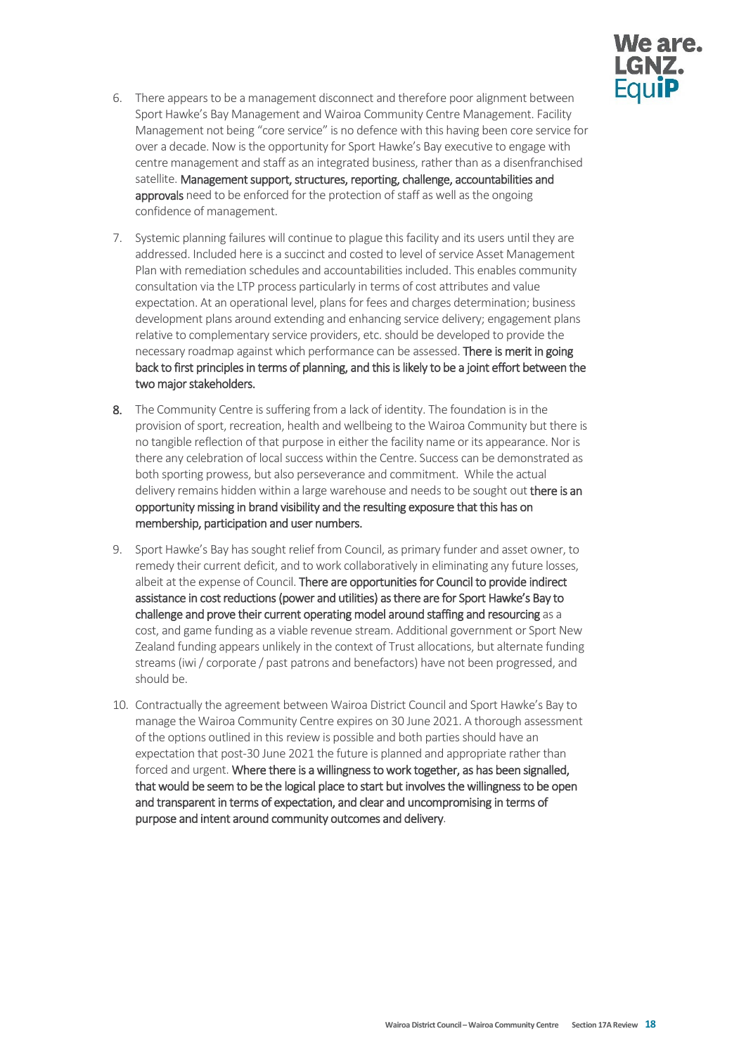6. There appears to be a management disconnect and therefore poor alignment between Sport Hawke's Bay Management and Wairoa Community Centre Management. Facility Management not being "core service" is no defence with this having been core service for over a decade. Now is the opportunity for Sport Hawke's Bay executive to engage with centre management and staff as an integrated business, rather than as a disenfranchised satellite. **Management support, structures, reporting, challenge, accountabilities and approvals** need to be enforced for the protection of staff as well as the ongoing confidence of management.

7. Systemic planning failures will continue to plague this facility and its users until they are addressed. Included here is a succinct and costed to level of service Asset Management Plan with remediation schedules and accountabilities included. This enables community consultation via the LTP process particularly in terms of cost attributes and value expectation. At an operational level, plans for fees and charges determination; business development plans around extending and enhancing service delivery; engagement plans relative to complementary service providers, etc. should be developed to provide the necessary roadmap against which performance can be assessed. **There is merit in going back to first principles in terms of planning, and this is likely to be a joint effort between the two major stakeholders.**

8. The Community Centre is suffering from a lack of identity. The foundation is in the provision of sport, recreation, health and wellbeing to the Wairoa Community but there is no tangible reflection of that purpose in either the facility name or its appearance. Nor is there any celebration of local success within the Centre. Success can be demonstrated as both sporting prowess, but also perseverance and commitment. While the actual delivery remains hidden within a large warehouse and needs to be sought out **there is an opportunity missing in brand visibility and the resulting exposure that this has on membership, participation and user numbers.**

9. Sport Hawke's Bay has sought relief from Council, as primary funder and asset owner, to remedy their current deficit, and to work collaboratively in eliminating any future losses, albeit at the expense of Council. **There are opportunities for Council to provide indirect assistance in cost reductions (power and utilities) as there are for Sport Hawke's Bay to challenge and prove their current operating model around staffing and resourcing** as a cost, and game funding as a viable revenue stream. Additional government or Sport New Zealand funding appears unlikely in the context of Trust allocations, but alternate funding streams (iwi / corporate / past patrons and benefactors) have not been progressed, and should be.

10. Contractually the agreement between Wairoa District Council and Sport Hawke's Bay to manage the Wairoa Community Centre expires on 30 June 2021. A thorough assessment of the options outlined in this review is possible and both parties should have an expectation that post-30 June 2021 the future is planned and appropriate rather than forced and urgent. **Where there is a willingness to work together, as has been signalled, that would be seem to be the logical place to start but involves the willingness to be open and transparent in terms of expectation, and clear and uncompromising in terms of purpose and intent around community outcomes and delivery**.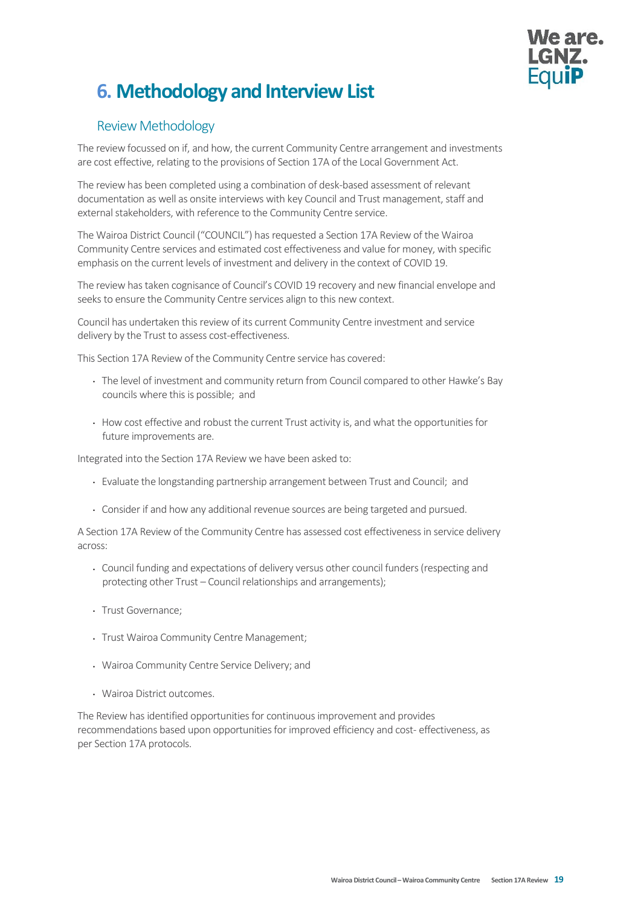# 6. Methodology and Interview List

## Review Methodology

The review focussed on if, and how, the current Community Centre arrangement and investments are cost effective, relating to the provisions of Section 17A of the Local Government Act.

The review has been completed using a combination of desk-based assessment of relevant documentation as well as onsite interviews with key Council and Trust management, staff and external stakeholders, with reference to the Community Centre service.

The Wairoa District Council ("COUNCIL") has requested a Section 17A Review of the Wairoa Community Centre services and estimated cost effectiveness and value for money, with specific emphasis on the current levels of investment and delivery in the context of COVID 19.

The review has taken cognisance of Council's COVID 19 recovery and new financial envelope and seeks to ensure the Community Centre services align to this new context.

Council has undertaken this review of its current Community Centre investment and service delivery by the Trust to assess cost-effectiveness.

This Section 17A Review of the Community Centre service has covered:

- The level of investment and community return from Council compared to other Hawke's Bay councils where this is possible; and
- How cost effective and robust the current Trust activity is, and what the opportunities for future improvements are.

Integrated into the Section 17A Review we have been asked to:

- Evaluate the longstanding partnership arrangement between Trust and Council; and
- Consider if and how any additional revenue sources are being targeted and pursued.

A Section 17A Review of the Community Centre has assessed cost effectiveness in service delivery across:

- Council funding and expectations of delivery versus other council funders (respecting and protecting other Trust – Council relationships and arrangements);
- Trust Governance;
- Trust Wairoa Community Centre Management;
- Wairoa Community Centre Service Delivery; and
- Wairoa District outcomes.

The Review has identified opportunities for continuous improvement and provides recommendations based upon opportunities for improved efficiency and cost- effectiveness, as per Section 17A protocols.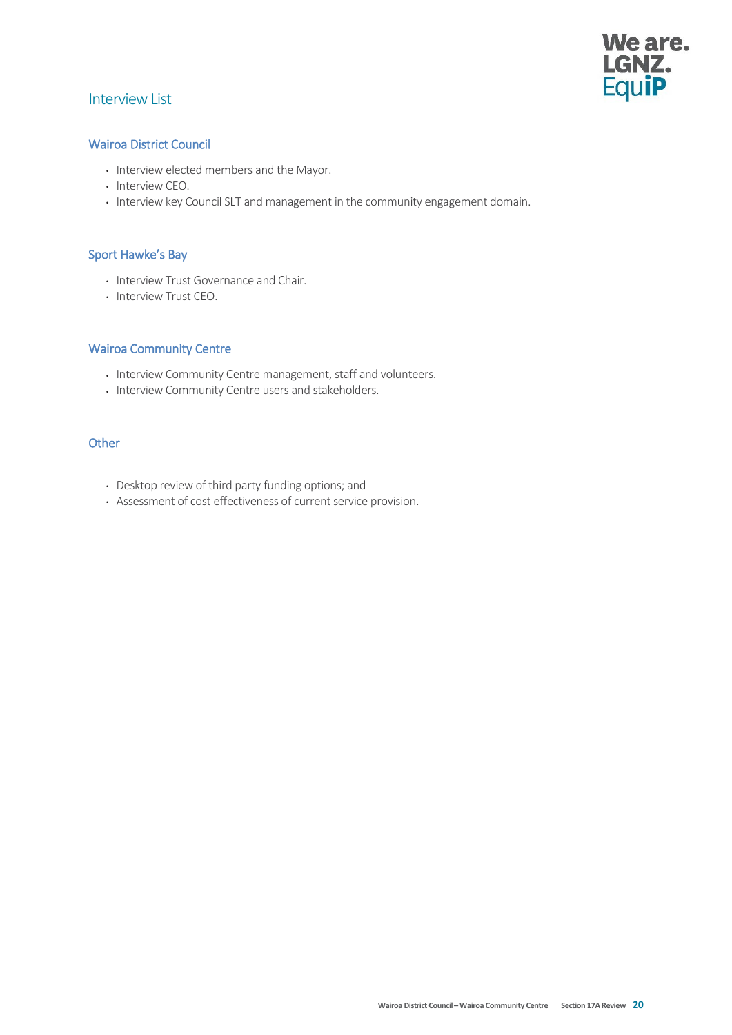## Interview List

### Wairoa District Council

- Interview elected members and the Mayor.
- Interview CEO.
- Interview key Council SLT and management in the community engagement domain.

### Sport Hawke's Bay

- Interview Trust Governance and Chair.
- Interview Trust CEO.

### Wairoa Community Centre

- Interview Community Centre management, staff and volunteers.
- Interview Community Centre users and stakeholders.

### Other

- Desktop review of third party funding options; and
- Assessment of cost effectiveness of current service provision.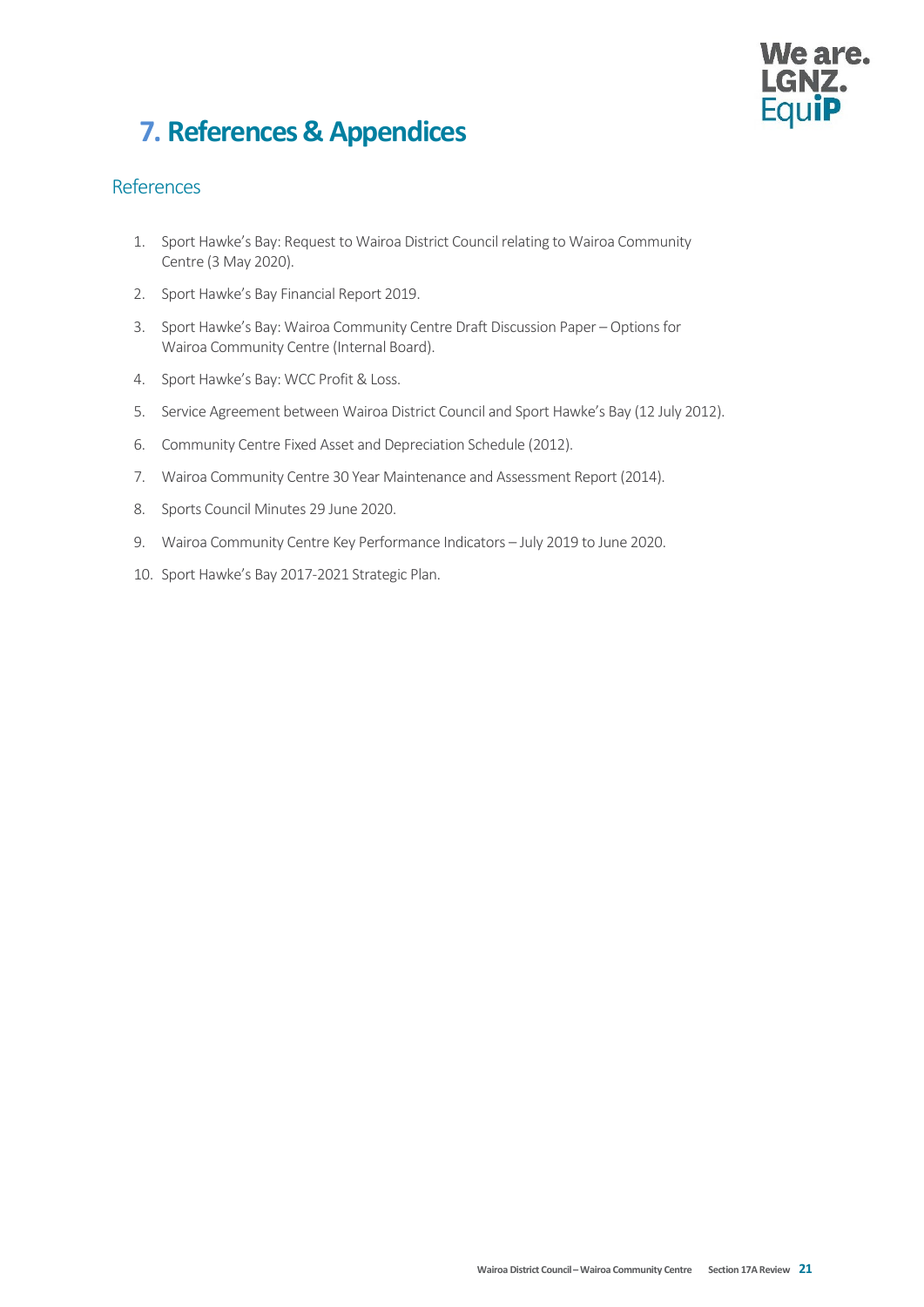# 7. References & Appendices

## References

1. Sport Hawke's Bay: Request to Wairoa District Council relating to Wairoa Community Centre (3 May 2020).
2. Sport Hawke's Bay Financial Report 2019.
3. Sport Hawke's Bay: Wairoa Community Centre Draft Discussion Paper – Options for Wairoa Community Centre (Internal Board).
4. Sport Hawke's Bay: WCC Profit & Loss.
5. Service Agreement between Wairoa District Council and Sport Hawke's Bay (12 July 2012).
6. Community Centre Fixed Asset and Depreciation Schedule (2012).
7. Wairoa Community Centre 30 Year Maintenance and Assessment Report (2014).
8. Sports Council Minutes 29 June 2020.
9. Wairoa Community Centre Key Performance Indicators – July 2019 to June 2020.
10. Sport Hawke's Bay 2017-2021 Strategic Plan.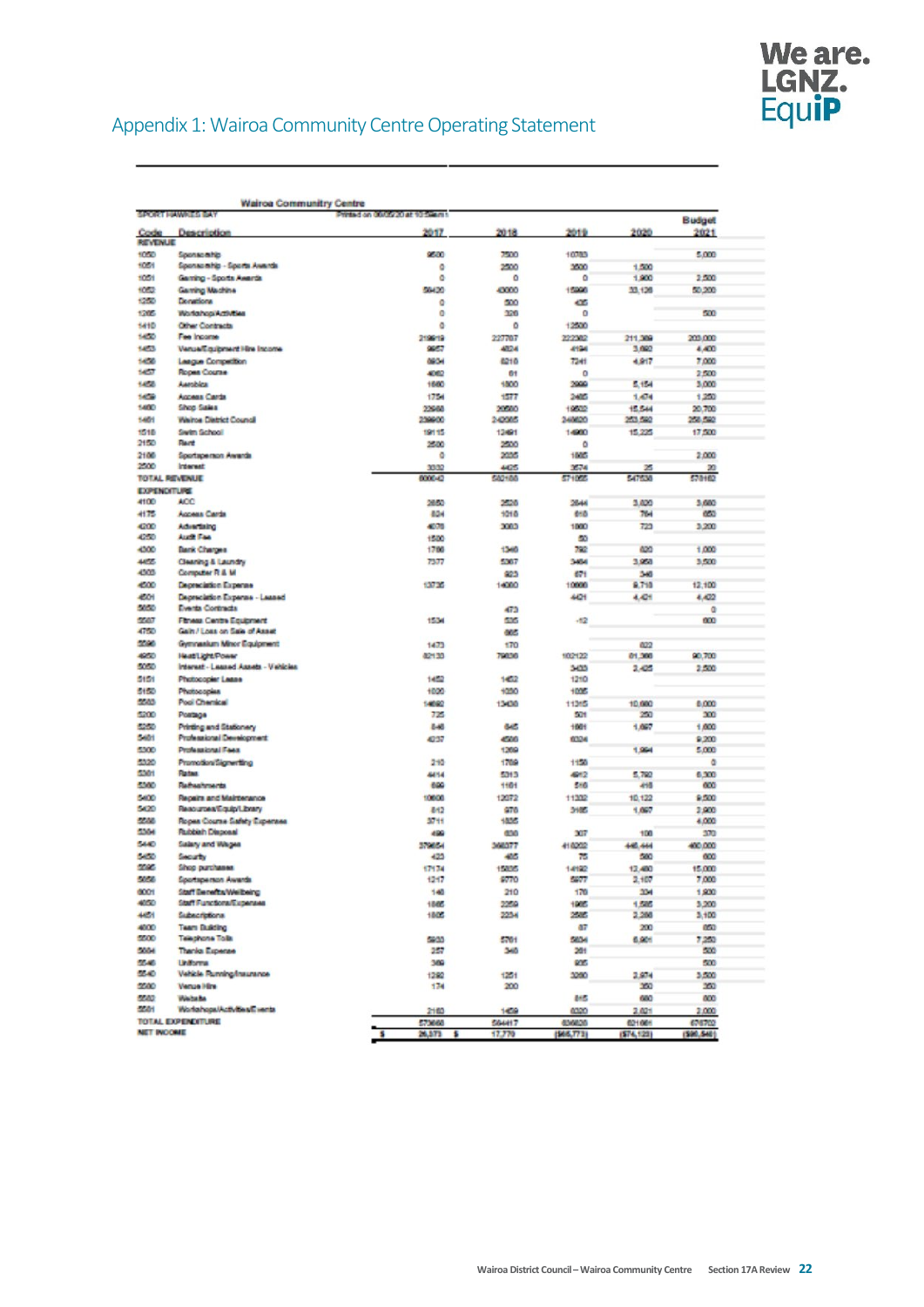# Appendix 1: Wairoa Community Centre Operating Statement

**Wairoa Community Centre**

SPORT HAWKES BAY — Printed on 08/05/20 at 10:58am

| Code | Description | 2017 | 2018 | 2019 | 2020 | Budget 2021 |
|---|---|---|---|---|---|---|
| **REVENUE** | | | | | | |
| 1050 | Sponsorship | 9500 | 7500 | 10783 | | 5,000 |
| 1051 | Sponsorship - Sports Awards | 0 | 2500 | 3600 | 1,500 | |
| 1051 | Gaming - Sports Awards | 0 | 0 | 0 | 1,900 | 2,500 |
| 1052 | Gaming Machine | 58430 | 43000 | 15996 | 33,126 | 50,200 |
| 1250 | Donations | 0 | 500 | 435 | | |
| 1265 | Workshop/Activities | 0 | 326 | 0 | | 500 |
| 1410 | Other Contracts | 0 | 0 | 12500 | | |
| 1450 | Fee Income | 219919 | 227787 | 222382 | 211,389 | 203,000 |
| 1453 | Venue/Equipment Hire Income | 9657 | 4824 | 4194 | 3,660 | 4,400 |
| 1456 | League Competition | 8804 | 8218 | 7241 | 4,917 | 7,000 |
| 1457 | Ropes Course | 4062 | 81 | 0 | | 2,500 |
| 1458 | Aerobics | 1660 | 1800 | 3999 | 5,154 | 3,000 |
| 1459 | Access Cards | 1754 | 1577 | 2465 | 1,474 | 1,250 |
| 1460 | Shop Sales | 22988 | 20560 | 19602 | 15,544 | 20,700 |
| 1461 | Wairoa District Council | 238900 | 242665 | 240620 | 253,580 | 258,580 |
| 1518 | Swim School | 19115 | 12491 | 14980 | 15,225 | 17,500 |
| 2150 | Rent | 2500 | 2500 | 0 | | |
| 2166 | Sportsperson Awards | 0 | 2035 | 1665 | | 2,000 |
| 2500 | Interest | 3332 | 4425 | 3574 | 25 | 20 |
| **TOTAL REVENUE** | | 600642 | 582188 | 571055 | 547538 | 578162 |
| **EXPENDITURE** | | | | | | |
| 4100 | ACC | 2850 | 2528 | 2844 | 3,620 | 3,680 |
| 4175 | Access Cards | 824 | 1018 | 618 | 764 | 650 |
| 4200 | Advertising | 4678 | 3083 | 1860 | 723 | 3,200 |
| 4250 | Audit Fee | 1500 | | 50 | | |
| 4300 | Bank Charges | 1798 | 1346 | 792 | 820 | 1,000 |
| 4455 | Cleaning & Laundry | 7377 | 5367 | 3464 | 3,958 | 3,500 |
| 4303 | Computer R & M | | 823 | 671 | 346 | |
| 4500 | Depreciation Expense | 13736 | 14000 | 10666 | 8,718 | 12,100 |
| 4501 | Depreciation Expense - Leased | | | 4421 | 4,421 | 4,422 |
| 5650 | Events Contracts | | 473 | | | 0 |
| 5567 | Fitness Centre Equipment | 1534 | 536 | -12 | | 600 |
| 4750 | Gain / Loss on Sale of Asset | | 665 | | | |
| 5596 | Gymnasium Minor Equipment | 1473 | 170 | | 622 | |
| 4950 | Heat/Light/Power | 82133 | 79036 | 102122 | 81,366 | 90,700 |
| 5050 | Interest - Leased Assets - Vehicles | | | 3433 | 2,426 | 2,500 |
| 5151 | Photocopier Lease | 1452 | 1452 | 1210 | | |
| 5150 | Photocopies | 1020 | 1030 | 1005 | | |
| 5563 | Pool Chemical | 14692 | 13438 | 11315 | 10,660 | 8,000 |
| 5200 | Postage | 725 | | 501 | 250 | 300 |
| 5250 | Printing and Stationery | 846 | 645 | 1661 | 1,097 | 1,600 |
| 5401 | Professional Development | 4237 | 4566 | 6324 | | 9,200 |
| 5300 | Professional Fees | | 1269 | | 1,994 | 5,000 |
| 5320 | Promotion/Signwriting | 210 | 1789 | 1156 | | 0 |
| 5301 | Rates | 4414 | 5313 | 4912 | 5,790 | 6,300 |
| 5360 | Refreshments | 699 | 1161 | 516 | 418 | 600 |
| 5400 | Repairs and Maintenance | 10606 | 12072 | 11332 | 10,122 | 9,500 |
| 5420 | Resources/Equip/Library | 812 | 976 | 3165 | 1,097 | 2,900 |
| 5568 | Ropes Course Safety Expenses | 3711 | 1835 | | | 4,000 |
| 5364 | Rubbish Disposal | 499 | 638 | 307 | 108 | 370 |
| 5440 | Salary and Wages | 379654 | 368377 | 418202 | 446,444 | 400,000 |
| 5450 | Security | 425 | 465 | 75 | 580 | 600 |
| 5595 | Shop purchases | 17174 | 15805 | 14192 | 12,460 | 15,000 |
| 5656 | Sportsperson Awards | 1217 | 9770 | 5977 | 2,107 | 7,000 |
| 6001 | Staff Benefits/Wellbeing | 146 | 210 | 176 | 334 | 1,930 |
| 4050 | Staff Functions/Expenses | 1566 | 2259 | 1965 | 1,586 | 3,200 |
| 4451 | Subscriptions | 1805 | 2234 | 2585 | 2,288 | 3,100 |
| 4000 | Team Building | | | 87 | 200 | 650 |
| 5500 | Telephone Tolls | 5933 | 5761 | 5634 | 6,901 | 7,250 |
| 5604 | Thanks Expense | 257 | 346 | 261 | | 500 |
| 5546 | Uniforms | 369 | | 935 | | 500 |
| 5540 | Vehicle Running/Insurance | 1292 | 1251 | 3260 | 2,974 | 3,500 |
| 5580 | Venue Hire | 174 | 200 | | 350 | 350 |
| 5582 | Website | | | 815 | 680 | 800 |
| 5581 | Workshops/Activities/Events | 2163 | 1459 | 6320 | 2,621 | 2,000 |
| **TOTAL EXPENDITURE** | | 573668 | 564417 | 636828 | 621661 | 678702 |
| **NET INCOME** | | $ 26,973 | $ 17,770 | (965,773) | (974,123) | (990,540) |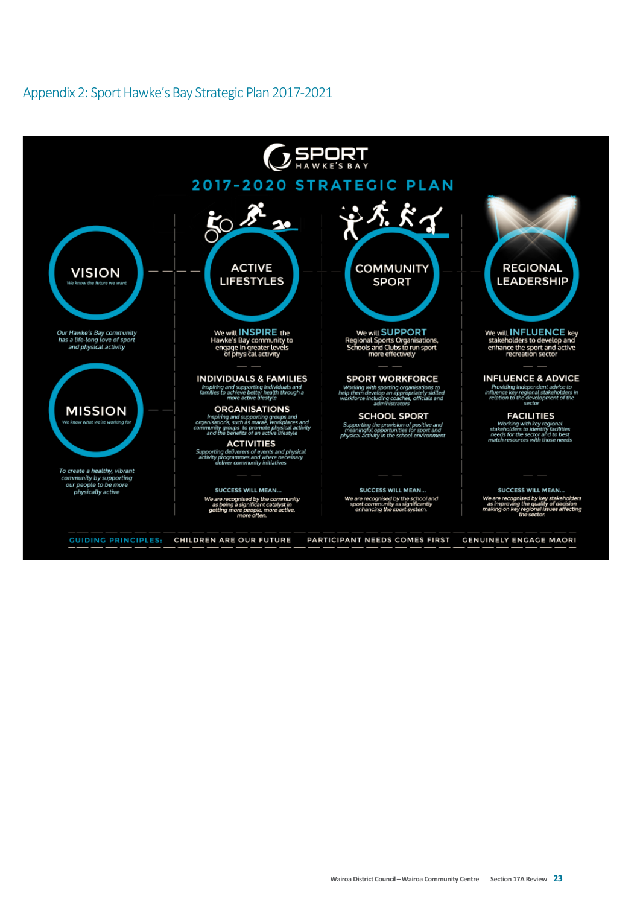## Appendix 2: Sport Hawke's Bay Strategic Plan 2017-2021

SPORT
HAWKE'S BAY

2017-2020 STRATEGIC PLAN

**VISION**
We know the future we want

Our Hawke's Bay community has a life-long love of sport and physical activity

**MISSION**
We know what we're working for

To create a healthy, vibrant community by supporting our people to be more physically active

**ACTIVE LIFESTYLES**

We will INSPIRE the Hawke's Bay community to engage in greater levels of physical activity

**INDIVIDUALS & FAMILIES**
Inspiring and supporting individuals and families to achieve better health through a more active lifestyle

**ORGANISATIONS**
Inspiring and supporting groups and organisations, such as marae, workplaces and community groups to promote physical activity and the benefits of an active lifestyle

**ACTIVITIES**
Supporting deliverers of events and physical activity programmes and where necessary deliver community initiatives

SUCCESS WILL MEAN...
We are recognised by the community as being a significant catalyst in getting more people, more active, more often.

**COMMUNITY SPORT**

We will SUPPORT Regional Sports Organisations, Schools and Clubs to run sport more effectively

**SPORT WORKFORCE**
Working with sporting organisations to help them develop an appropriately skilled workforce including coaches, officials and administrators

**SCHOOL SPORT**
Supporting the provision of positive and meaningful opportunities for sport and physical activity in the school environment

SUCCESS WILL MEAN...
We are recognised by the school and sport community as significantly enhancing the sport system.

**REGIONAL LEADERSHIP**

We will INFLUENCE key stakeholders to develop and enhance the sport and active recreation sector

**INFLUENCE & ADVICE**
Providing independent advice to influence key regional stakeholders in relation to the development of the sector

**FACILITIES**
Working with key regional stakeholders to identify facilities needs for the sector and to best match resources with those needs

SUCCESS WILL MEAN...
We are recognised by key stakeholders as improving the quality of decision making on key regional issues affecting the sector.

GUIDING PRINCIPLES: CHILDREN ARE OUR FUTURE PARTICIPANT NEEDS COMES FIRST GENUINELY ENGAGE MAORI